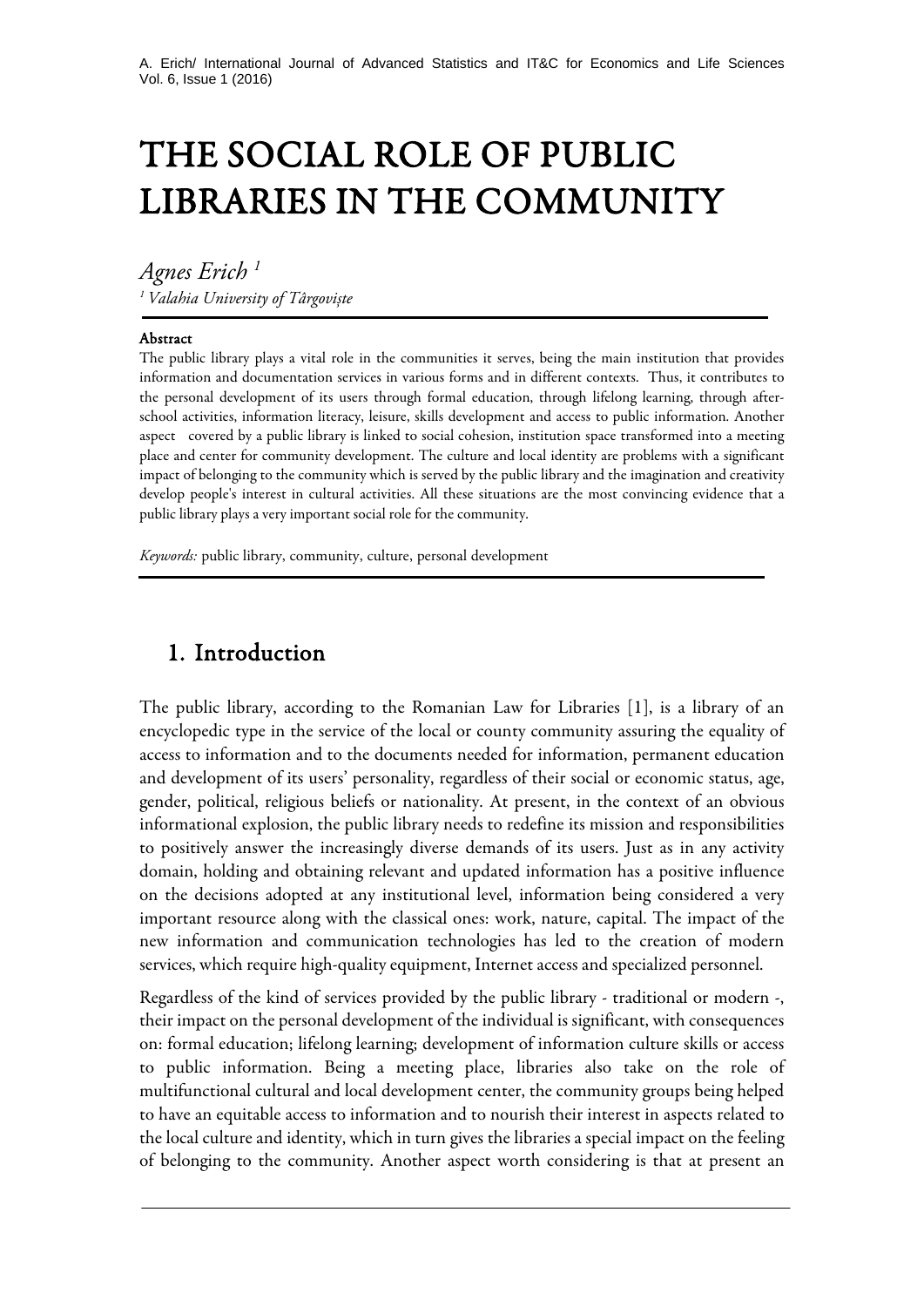# THE SOCIAL ROLE OF PUBLIC LIBRARIES IN THE COMMUNITY

*Agnes Erich* [1]

[1] *Valahia University of Târgoviște*

**Abstract**

The public library plays a vital role in the communities it serves, being the main institution that provides information and documentation services in various forms and in different contexts. Thus, it contributes to the personal development of its users through formal education, through lifelong learning, through after-school activities, information literacy, leisure, skills development and access to public information. Another aspect covered by a public library is linked to social cohesion, institution space transformed into a meeting place and center for community development. The culture and local identity are problems with a significant impact of belonging to the community which is served by the public library and the imagination and creativity develop people's interest in cultural activities. All these situations are the most convincing evidence that a public library plays a very important social role for the community.

*Keywords:* public library, community, culture, personal development

## 1. Introduction

The public library, according to the Romanian Law for Libraries [1], is a library of an encyclopedic type in the service of the local or county community assuring the equality of access to information and to the documents needed for information, permanent education and development of its users' personality, regardless of their social or economic status, age, gender, political, religious beliefs or nationality. At present, in the context of an obvious informational explosion, the public library needs to redefine its mission and responsibilities to positively answer the increasingly diverse demands of its users. Just as in any activity domain, holding and obtaining relevant and updated information has a positive influence on the decisions adopted at any institutional level, information being considered a very important resource along with the classical ones: work, nature, capital. The impact of the new information and communication technologies has led to the creation of modern services, which require high-quality equipment, Internet access and specialized personnel.

Regardless of the kind of services provided by the public library - traditional or modern -, their impact on the personal development of the individual is significant, with consequences on: formal education; lifelong learning; development of information culture skills or access to public information. Being a meeting place, libraries also take on the role of multifunctional cultural and local development center, the community groups being helped to have an equitable access to information and to nourish their interest in aspects related to the local culture and identity, which in turn gives the libraries a special impact on the feeling of belonging to the community. Another aspect worth considering is that at present an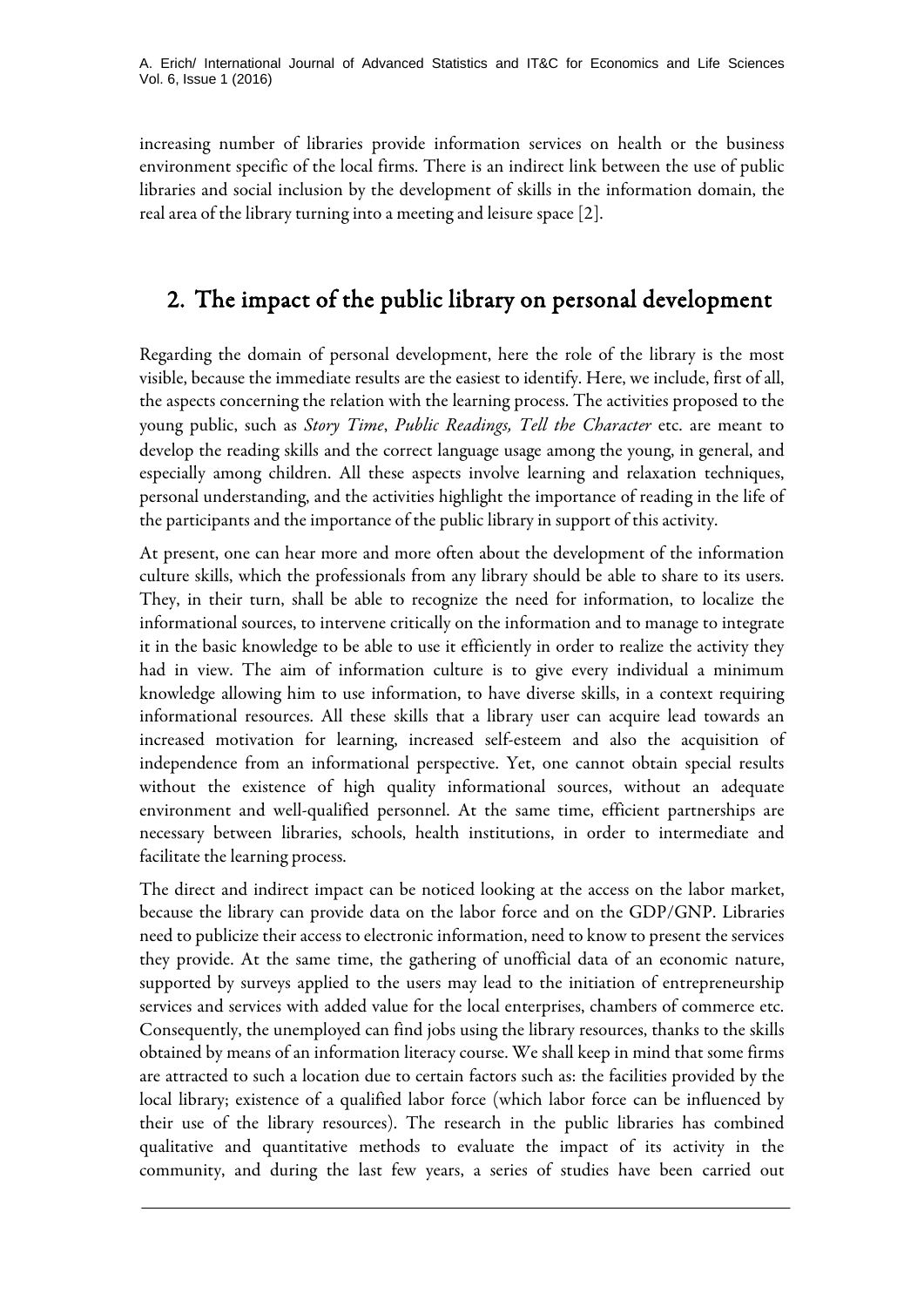increasing number of libraries provide information services on health or the business environment specific of the local firms. There is an indirect link between the use of public libraries and social inclusion by the development of skills in the information domain, the real area of the library turning into a meeting and leisure space [2].

## 2. The impact of the public library on personal development

Regarding the domain of personal development, here the role of the library is the most visible, because the immediate results are the easiest to identify. Here, we include, first of all, the aspects concerning the relation with the learning process. The activities proposed to the young public, such as *Story Time*, *Public Readings, Tell the Character* etc. are meant to develop the reading skills and the correct language usage among the young, in general, and especially among children. All these aspects involve learning and relaxation techniques, personal understanding, and the activities highlight the importance of reading in the life of the participants and the importance of the public library in support of this activity.

At present, one can hear more and more often about the development of the information culture skills, which the professionals from any library should be able to share to its users. They, in their turn, shall be able to recognize the need for information, to localize the informational sources, to intervene critically on the information and to manage to integrate it in the basic knowledge to be able to use it efficiently in order to realize the activity they had in view. The aim of information culture is to give every individual a minimum knowledge allowing him to use information, to have diverse skills, in a context requiring informational resources. All these skills that a library user can acquire lead towards an increased motivation for learning, increased self-esteem and also the acquisition of independence from an informational perspective. Yet, one cannot obtain special results without the existence of high quality informational sources, without an adequate environment and well-qualified personnel. At the same time, efficient partnerships are necessary between libraries, schools, health institutions, in order to intermediate and facilitate the learning process.

The direct and indirect impact can be noticed looking at the access on the labor market, because the library can provide data on the labor force and on the GDP/GNP. Libraries need to publicize their access to electronic information, need to know to present the services they provide. At the same time, the gathering of unofficial data of an economic nature, supported by surveys applied to the users may lead to the initiation of entrepreneurship services and services with added value for the local enterprises, chambers of commerce etc. Consequently, the unemployed can find jobs using the library resources, thanks to the skills obtained by means of an information literacy course. We shall keep in mind that some firms are attracted to such a location due to certain factors such as: the facilities provided by the local library; existence of a qualified labor force (which labor force can be influenced by their use of the library resources). The research in the public libraries has combined qualitative and quantitative methods to evaluate the impact of its activity in the community, and during the last few years, a series of studies have been carried out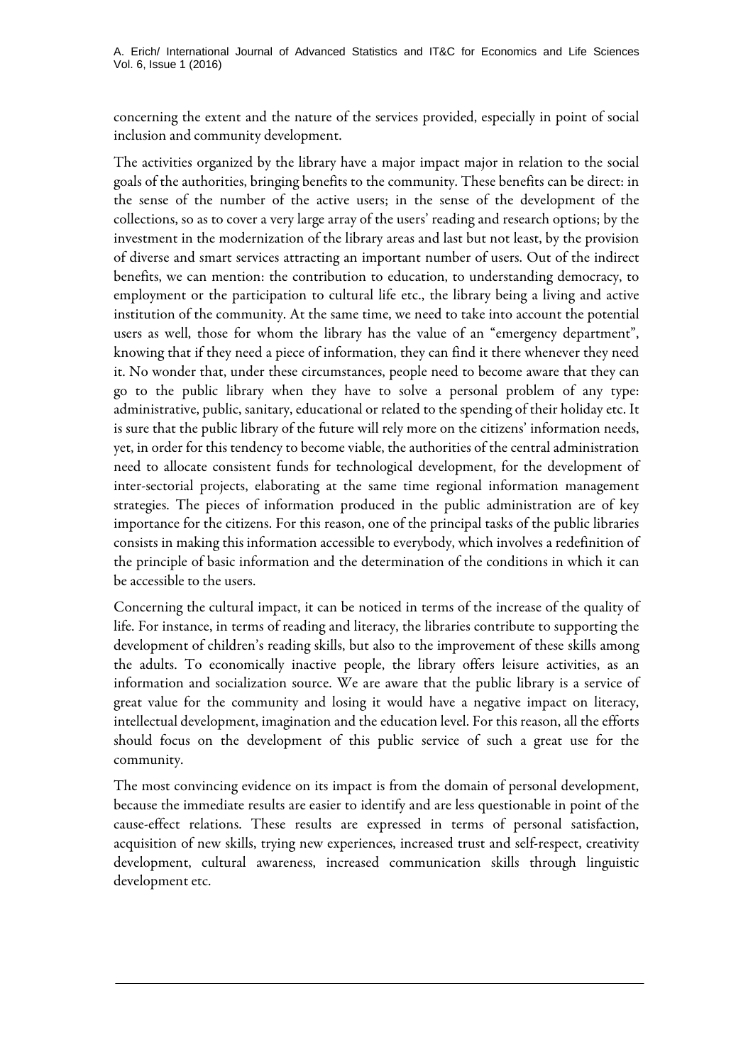concerning the extent and the nature of the services provided, especially in point of social inclusion and community development.

The activities organized by the library have a major impact major in relation to the social goals of the authorities, bringing benefits to the community. These benefits can be direct: in the sense of the number of the active users; in the sense of the development of the collections, so as to cover a very large array of the users' reading and research options; by the investment in the modernization of the library areas and last but not least, by the provision of diverse and smart services attracting an important number of users. Out of the indirect benefits, we can mention: the contribution to education, to understanding democracy, to employment or the participation to cultural life etc., the library being a living and active institution of the community. At the same time, we need to take into account the potential users as well, those for whom the library has the value of an "emergency department", knowing that if they need a piece of information, they can find it there whenever they need it. No wonder that, under these circumstances, people need to become aware that they can go to the public library when they have to solve a personal problem of any type: administrative, public, sanitary, educational or related to the spending of their holiday etc. It is sure that the public library of the future will rely more on the citizens' information needs, yet, in order for this tendency to become viable, the authorities of the central administration need to allocate consistent funds for technological development, for the development of inter-sectorial projects, elaborating at the same time regional information management strategies. The pieces of information produced in the public administration are of key importance for the citizens. For this reason, one of the principal tasks of the public libraries consists in making this information accessible to everybody, which involves a redefinition of the principle of basic information and the determination of the conditions in which it can be accessible to the users.

Concerning the cultural impact, it can be noticed in terms of the increase of the quality of life. For instance, in terms of reading and literacy, the libraries contribute to supporting the development of children's reading skills, but also to the improvement of these skills among the adults. To economically inactive people, the library offers leisure activities, as an information and socialization source. We are aware that the public library is a service of great value for the community and losing it would have a negative impact on literacy, intellectual development, imagination and the education level. For this reason, all the efforts should focus on the development of this public service of such a great use for the community.

The most convincing evidence on its impact is from the domain of personal development, because the immediate results are easier to identify and are less questionable in point of the cause-effect relations. These results are expressed in terms of personal satisfaction, acquisition of new skills, trying new experiences, increased trust and self-respect, creativity development, cultural awareness, increased communication skills through linguistic development etc.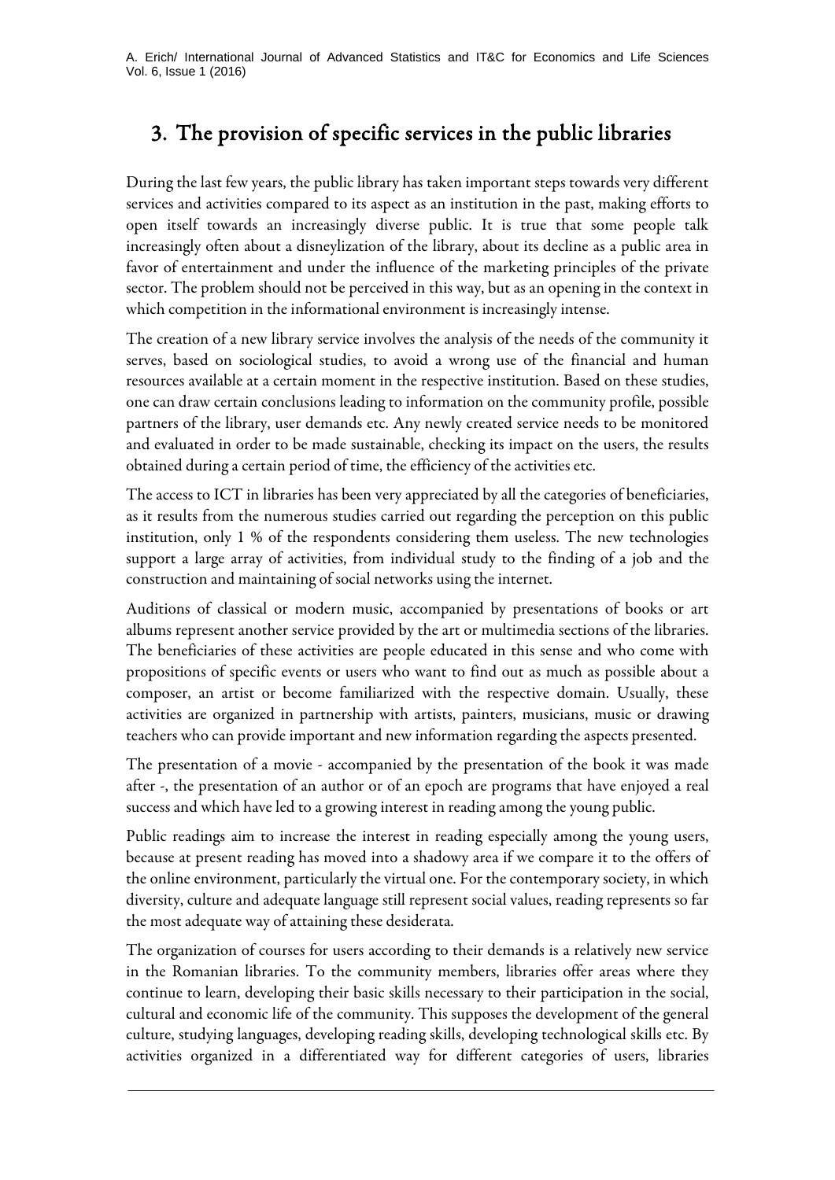## 3. The provision of specific services in the public libraries

During the last few years, the public library has taken important steps towards very different services and activities compared to its aspect as an institution in the past, making efforts to open itself towards an increasingly diverse public. It is true that some people talk increasingly often about a disneylization of the library, about its decline as a public area in favor of entertainment and under the influence of the marketing principles of the private sector. The problem should not be perceived in this way, but as an opening in the context in which competition in the informational environment is increasingly intense.

The creation of a new library service involves the analysis of the needs of the community it serves, based on sociological studies, to avoid a wrong use of the financial and human resources available at a certain moment in the respective institution. Based on these studies, one can draw certain conclusions leading to information on the community profile, possible partners of the library, user demands etc. Any newly created service needs to be monitored and evaluated in order to be made sustainable, checking its impact on the users, the results obtained during a certain period of time, the efficiency of the activities etc.

The access to ICT in libraries has been very appreciated by all the categories of beneficiaries, as it results from the numerous studies carried out regarding the perception on this public institution, only 1 % of the respondents considering them useless. The new technologies support a large array of activities, from individual study to the finding of a job and the construction and maintaining of social networks using the internet.

Auditions of classical or modern music, accompanied by presentations of books or art albums represent another service provided by the art or multimedia sections of the libraries. The beneficiaries of these activities are people educated in this sense and who come with propositions of specific events or users who want to find out as much as possible about a composer, an artist or become familiarized with the respective domain. Usually, these activities are organized in partnership with artists, painters, musicians, music or drawing teachers who can provide important and new information regarding the aspects presented.

The presentation of a movie - accompanied by the presentation of the book it was made after -, the presentation of an author or of an epoch are programs that have enjoyed a real success and which have led to a growing interest in reading among the young public.

Public readings aim to increase the interest in reading especially among the young users, because at present reading has moved into a shadowy area if we compare it to the offers of the online environment, particularly the virtual one. For the contemporary society, in which diversity, culture and adequate language still represent social values, reading represents so far the most adequate way of attaining these desiderata.

The organization of courses for users according to their demands is a relatively new service in the Romanian libraries. To the community members, libraries offer areas where they continue to learn, developing their basic skills necessary to their participation in the social, cultural and economic life of the community. This supposes the development of the general culture, studying languages, developing reading skills, developing technological skills etc. By activities organized in a differentiated way for different categories of users, libraries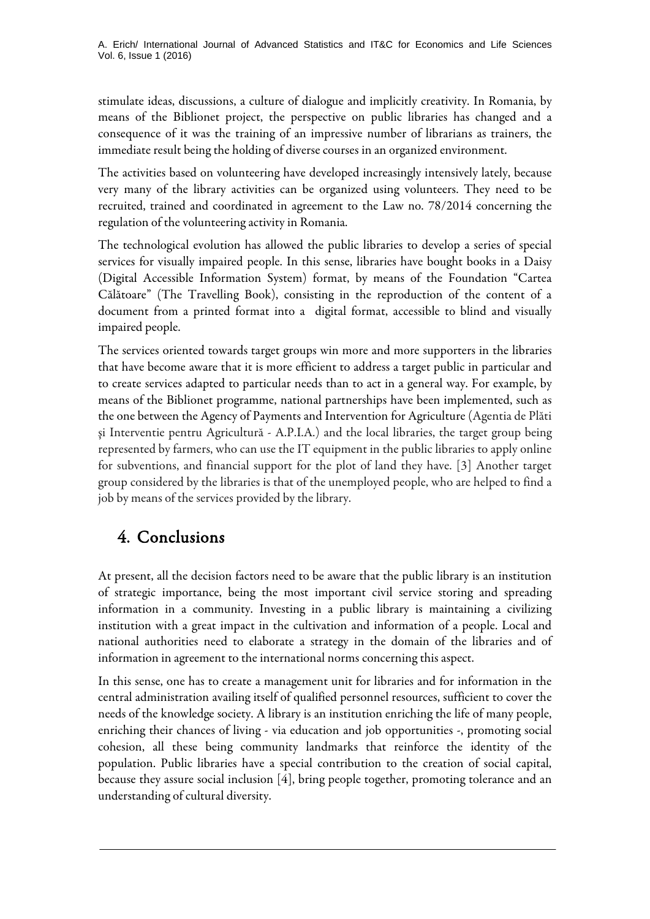stimulate ideas, discussions, a culture of dialogue and implicitly creativity. In Romania, by means of the Biblionet project, the perspective on public libraries has changed and a consequence of it was the training of an impressive number of librarians as trainers, the immediate result being the holding of diverse courses in an organized environment.

The activities based on volunteering have developed increasingly intensively lately, because very many of the library activities can be organized using volunteers. They need to be recruited, trained and coordinated in agreement to the Law no. 78/2014 concerning the regulation of the volunteering activity in Romania.

The technological evolution has allowed the public libraries to develop a series of special services for visually impaired people. In this sense, libraries have bought books in a Daisy (Digital Accessible Information System) format, by means of the Foundation "Cartea Călătoare" (The Travelling Book), consisting in the reproduction of the content of a document from a printed format into a digital format, accessible to blind and visually impaired people.

The services oriented towards target groups win more and more supporters in the libraries that have become aware that it is more efficient to address a target public in particular and to create services adapted to particular needs than to act in a general way. For example, by means of the Biblionet programme, national partnerships have been implemented, such as the one between the Agency of Payments and Intervention for Agriculture (Agentia de Plăti şi Interventie pentru Agricultură - A.P.I.A.) and the local libraries, the target group being represented by farmers, who can use the IT equipment in the public libraries to apply online for subventions, and financial support for the plot of land they have. [3] Another target group considered by the libraries is that of the unemployed people, who are helped to find a job by means of the services provided by the library.

## 4. Conclusions

At present, all the decision factors need to be aware that the public library is an institution of strategic importance, being the most important civil service storing and spreading information in a community. Investing in a public library is maintaining a civilizing institution with a great impact in the cultivation and information of a people. Local and national authorities need to elaborate a strategy in the domain of the libraries and of information in agreement to the international norms concerning this aspect.

In this sense, one has to create a management unit for libraries and for information in the central administration availing itself of qualified personnel resources, sufficient to cover the needs of the knowledge society. A library is an institution enriching the life of many people, enriching their chances of living - via education and job opportunities -, promoting social cohesion, all these being community landmarks that reinforce the identity of the population. Public libraries have a special contribution to the creation of social capital, because they assure social inclusion [4], bring people together, promoting tolerance and an understanding of cultural diversity.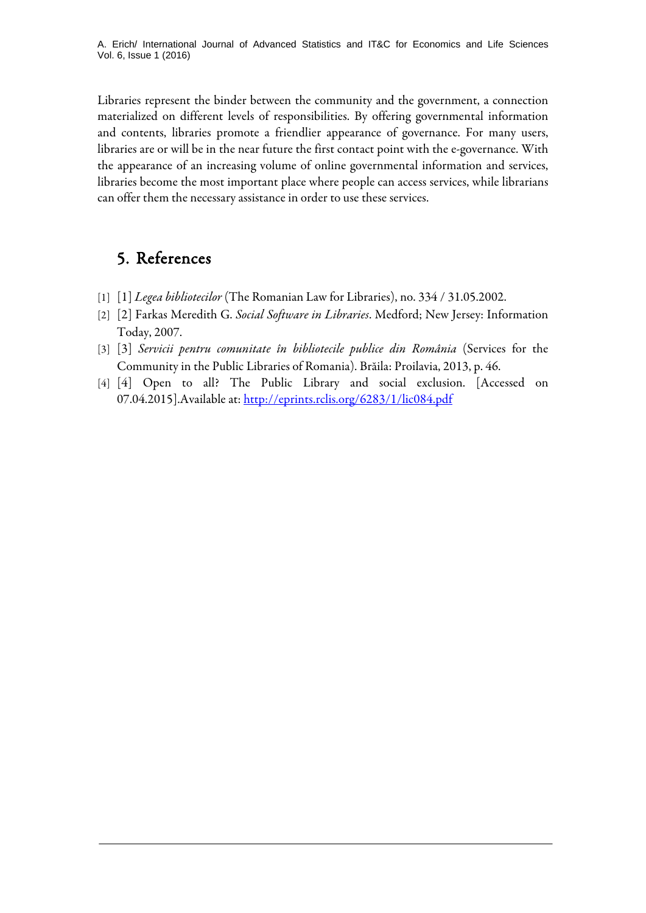Libraries represent the binder between the community and the government, a connection materialized on different levels of responsibilities. By offering governmental information and contents, libraries promote a friendlier appearance of governance. For many users, libraries are or will be in the near future the first contact point with the e-governance. With the appearance of an increasing volume of online governmental information and services, libraries become the most important place where people can access services, while librarians can offer them the necessary assistance in order to use these services.

## 5. References

[1] [1] *Legea bibliotecilor* (The Romanian Law for Libraries), no. 334 / 31.05.2002.

[2] [2] Farkas Meredith G. *Social Software in Libraries*. Medford; New Jersey: Information Today, 2007.

[3] [3] *Servicii pentru comunitate în bibliotecile publice din România* (Services for the Community in the Public Libraries of Romania). Brăila: Proilavia, 2013, p. 46.

[4] [4] Open to all? The Public Library and social exclusion. [Accessed on 07.04.2015].Available at: http://eprints.rclis.org/6283/1/lic084.pdf